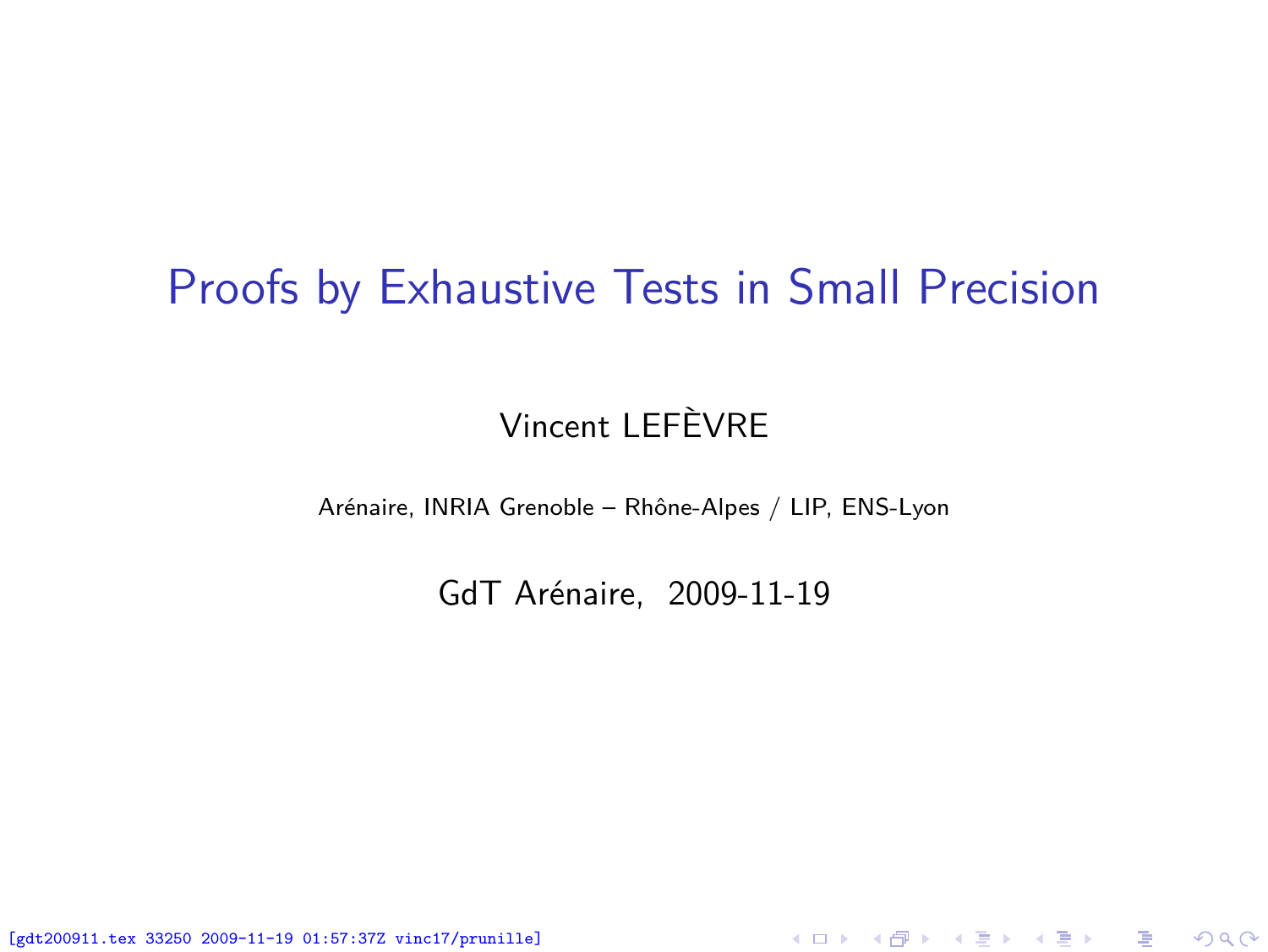# Proofs by Exhaustive Tests in Small Precision

Vincent LEFÈVRE

Arénaire, INRIA Grenoble – Rhône-Alpes / LIP, ENS-Lyon

GdT Arénaire, 2009-11-19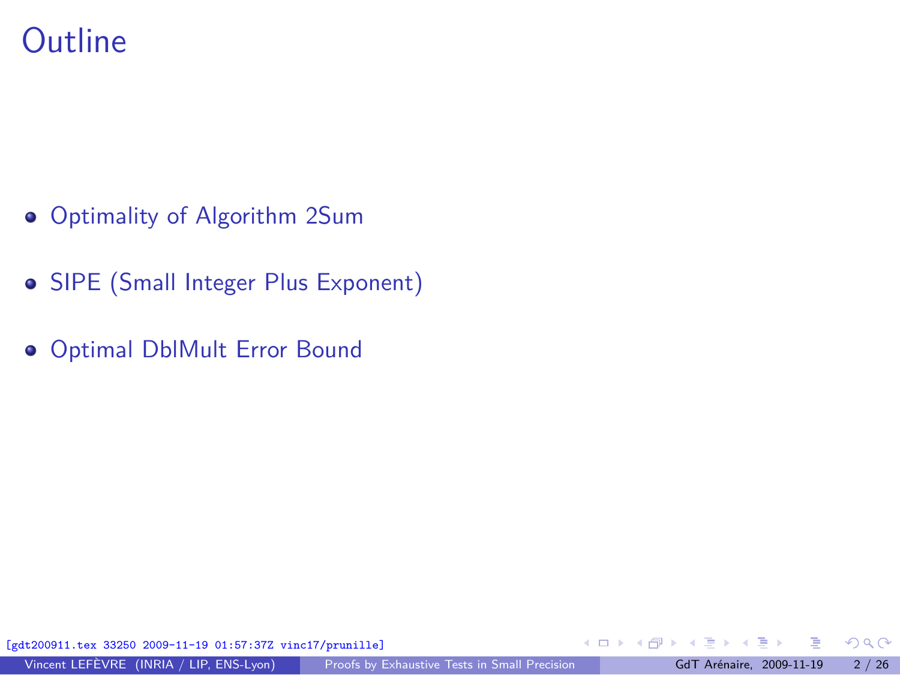# Outline

- Optimality of Algorithm 2Sum
- SIPE (Small Integer Plus Exponent)
- Optimal DblMult Error Bound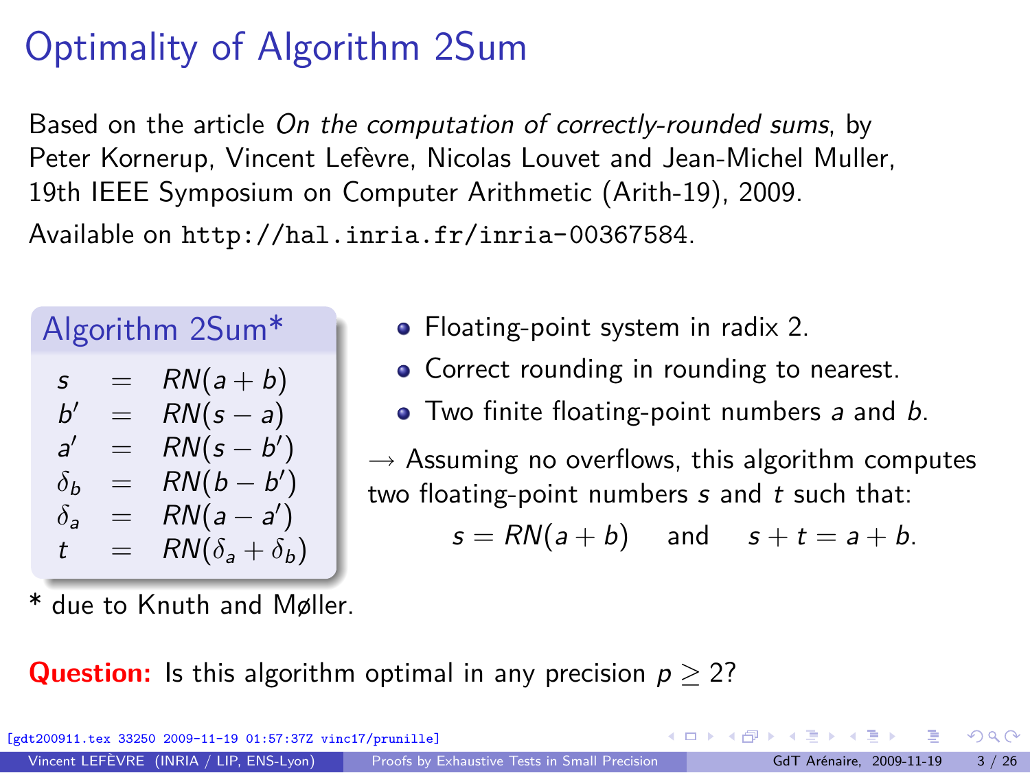# Optimality of Algorithm 2Sum

Based on the article *On the computation of correctly-rounded sums*, by Peter Kornerup, Vincent Lefèvre, Nicolas Louvet and Jean-Michel Muller, 19th IEEE Symposium on Computer Arithmetic (Arith-19), 2009.

Available on `http://hal.inria.fr/inria-00367584`.

**Algorithm 2Sum***

$$
\begin{aligned}
s &= RN(a+b) \\
b' &= RN(s-a) \\
a' &= RN(s-b') \\
\delta_b &= RN(b-b') \\
\delta_a &= RN(a-a') \\
t &= RN(\delta_a+\delta_b)
\end{aligned}
$$

* due to Knuth and Møller.

- Floating-point system in radix 2.
- Correct rounding in rounding to nearest.
- Two finite floating-point numbers $a$ and $b$.

→ Assuming no overflows, this algorithm computes two floating-point numbers $s$ and $t$ such that:

$$s = RN(a+b) \quad \text{and} \quad s+t = a+b.$$

**Question:** Is this algorithm optimal in any precision $p \geq 2$?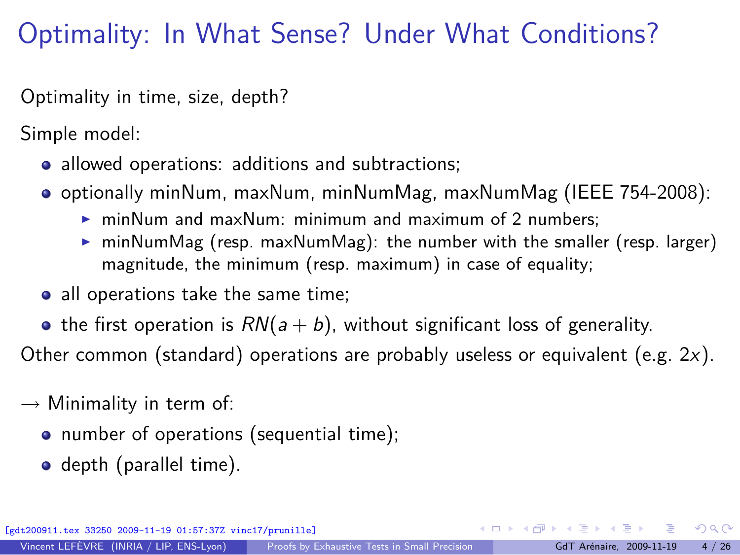# Optimality: In What Sense? Under What Conditions?

Optimality in time, size, depth?

Simple model:

- allowed operations: additions and subtractions;
- optionally minNum, maxNum, minNumMag, maxNumMag (IEEE 754-2008):
  - minNum and maxNum: minimum and maximum of 2 numbers;
  - minNumMag (resp. maxNumMag): the number with the smaller (resp. larger) magnitude, the minimum (resp. maximum) in case of equality;
- all operations take the same time;
- the first operation is $RN(a + b)$, without significant loss of generality.

Other common (standard) operations are probably useless or equivalent (e.g. $2x$).

→ Minimality in term of:

- number of operations (sequential time);
- depth (parallel time).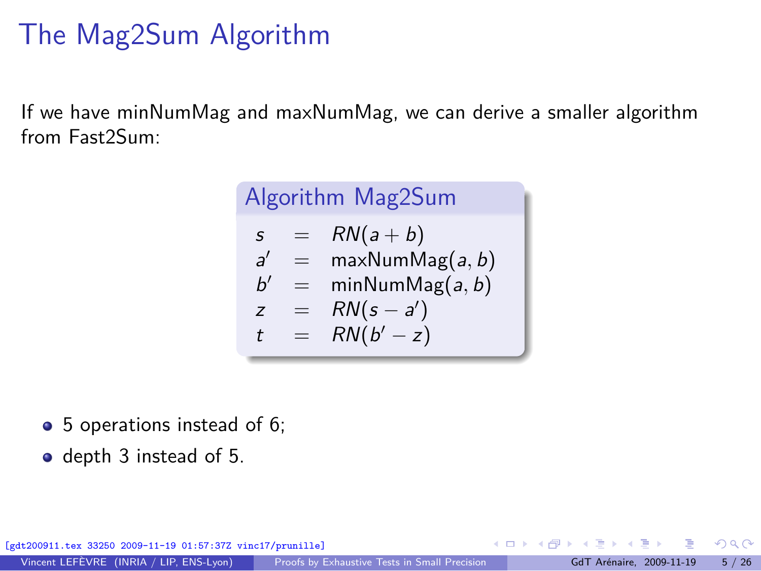# The Mag2Sum Algorithm

If we have minNumMag and maxNumMag, we can derive a smaller algorithm from Fast2Sum:

**Algorithm Mag2Sum**

$$
\begin{aligned}
s &= RN(a+b) \\
a' &= \mathrm{maxNumMag}(a,b) \\
b' &= \mathrm{minNumMag}(a,b) \\
z &= RN(s-a') \\
t &= RN(b'-z)
\end{aligned}
$$

- 5 operations instead of 6;
- depth 3 instead of 5.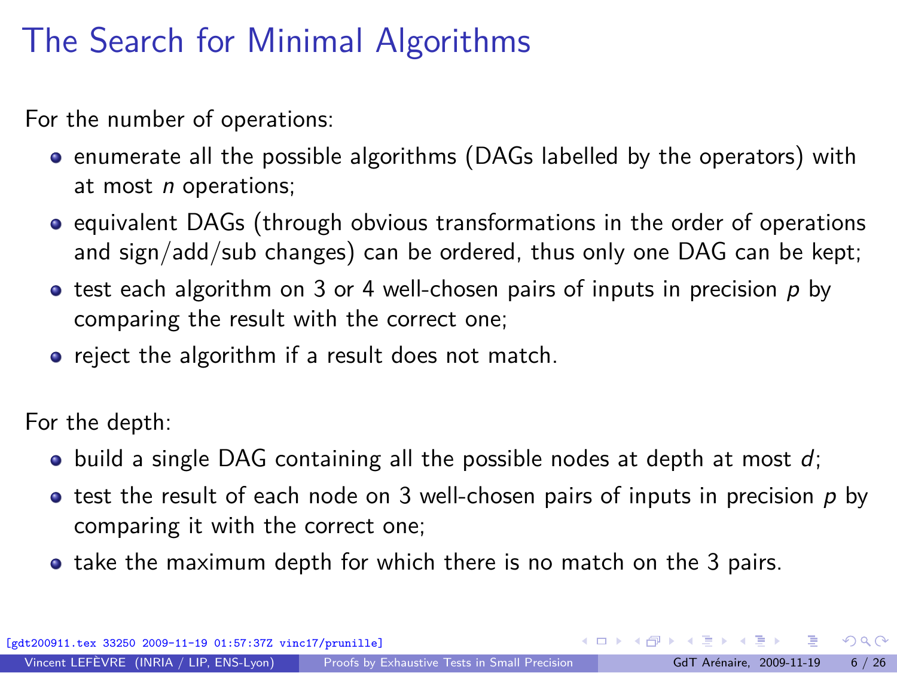# The Search for Minimal Algorithms

For the number of operations:

- enumerate all the possible algorithms (DAGs labelled by the operators) with at most $n$ operations;
- equivalent DAGs (through obvious transformations in the order of operations and sign/add/sub changes) can be ordered, thus only one DAG can be kept;
- test each algorithm on 3 or 4 well-chosen pairs of inputs in precision $p$ by comparing the result with the correct one;
- reject the algorithm if a result does not match.

For the depth:

- build a single DAG containing all the possible nodes at depth at most $d$;
- test the result of each node on 3 well-chosen pairs of inputs in precision $p$ by comparing it with the correct one;
- take the maximum depth for which there is no match on the 3 pairs.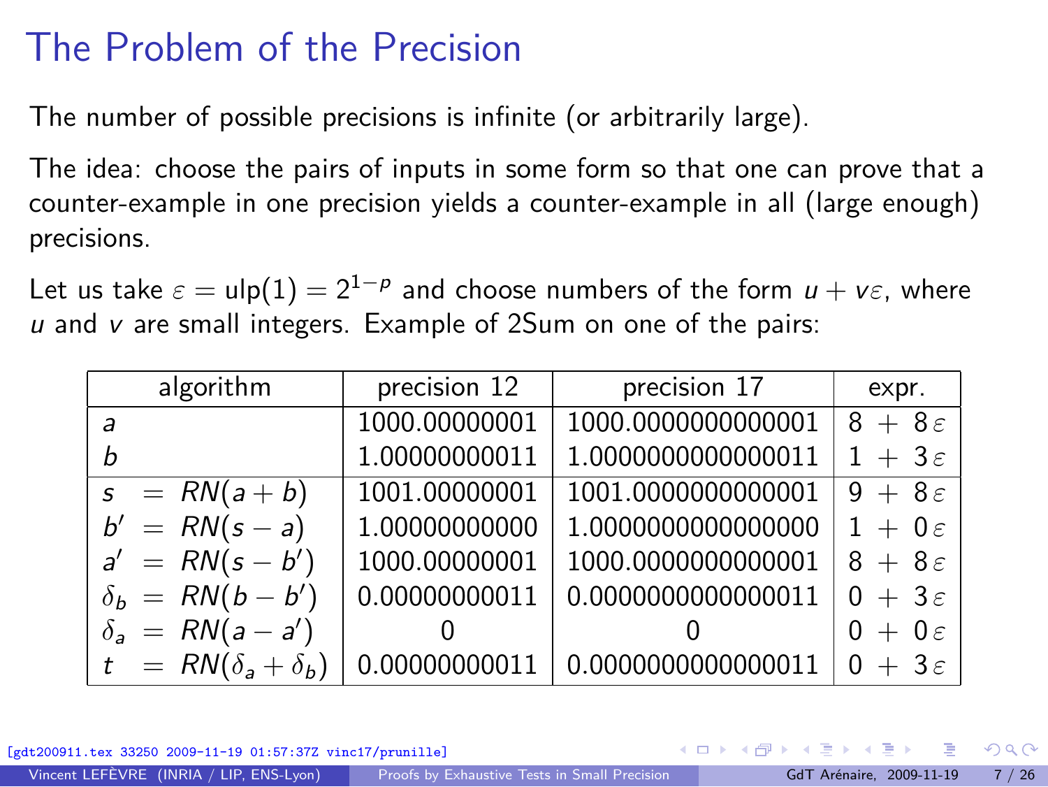# The Problem of the Precision

The number of possible precisions is infinite (or arbitrarily large).

The idea: choose the pairs of inputs in some form so that one can prove that a counter-example in one precision yields a counter-example in all (large enough) precisions.

Let us take $\varepsilon = \mathrm{ulp}(1) = 2^{1-p}$ and choose numbers of the form $u + v\varepsilon$, where $u$ and $v$ are small integers. Example of 2Sum on one of the pairs:

| algorithm | precision 12 | precision 17 | expr. |
|---|---|---|---|
| $a$ | 1000.00000001 | 1000.0000000000001 | $8 + 8\varepsilon$ |
| $b$ | 1.00000000011 | 1.0000000000000011 | $1 + 3\varepsilon$ |
| $s = RN(a+b)$ | 1001.00000001 | 1001.0000000000001 | $9 + 8\varepsilon$ |
| $b' = RN(s-a)$ | 1.00000000000 | 1.0000000000000000 | $1 + 0\varepsilon$ |
| $a' = RN(s-b')$ | 1000.00000001 | 1000.0000000000001 | $8 + 8\varepsilon$ |
| $\delta_b = RN(b-b')$ | 0.00000000011 | 0.0000000000000011 | $0 + 3\varepsilon$ |
| $\delta_a = RN(a-a')$ | 0 | 0 | $0 + 0\varepsilon$ |
| $t = RN(\delta_a + \delta_b)$ | 0.00000000011 | 0.0000000000000011 | $0 + 3\varepsilon$ |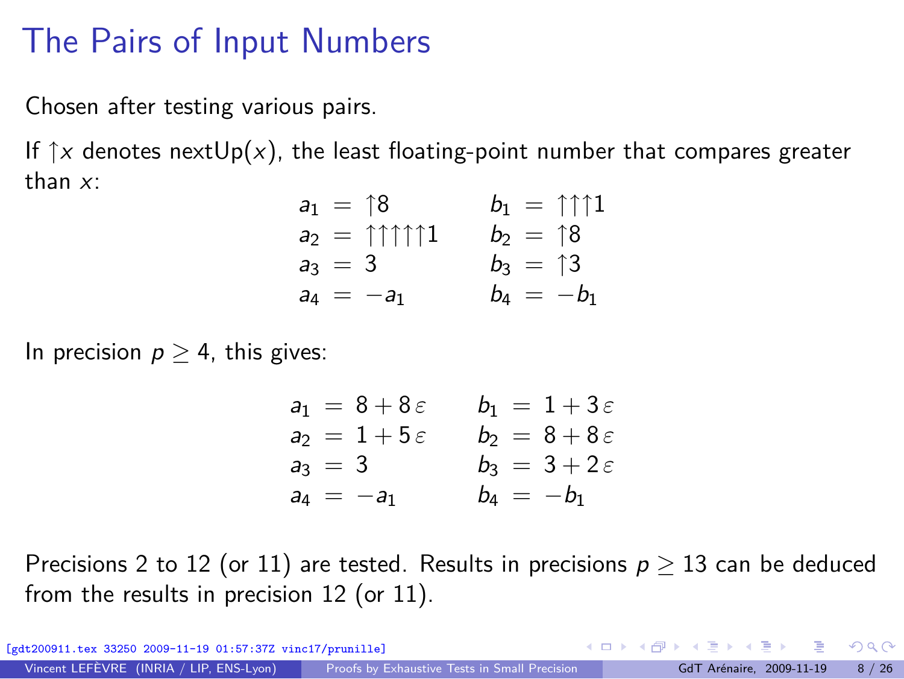# The Pairs of Input Numbers

Chosen after testing various pairs.

If $\uparrow x$ denotes nextUp($x$), the least floating-point number that compares greater than $x$:

$$
\begin{aligned}
a_1 &= \uparrow 8 & \qquad b_1 &= \uparrow\uparrow\uparrow 1 \\
a_2 &= \uparrow\uparrow\uparrow\uparrow\uparrow 1 & \qquad b_2 &= \uparrow 8 \\
a_3 &= 3 & \qquad b_3 &= \uparrow 3 \\
a_4 &= -a_1 & \qquad b_4 &= -b_1
\end{aligned}
$$

In precision $p \geq 4$, this gives:

$$
\begin{aligned}
a_1 &= 8 + 8\,\varepsilon & \qquad b_1 &= 1 + 3\,\varepsilon \\
a_2 &= 1 + 5\,\varepsilon & \qquad b_2 &= 8 + 8\,\varepsilon \\
a_3 &= 3 & \qquad b_3 &= 3 + 2\,\varepsilon \\
a_4 &= -a_1 & \qquad b_4 &= -b_1
\end{aligned}
$$

Precisions 2 to 12 (or 11) are tested. Results in precisions $p \geq 13$ can be deduced from the results in precision 12 (or 11).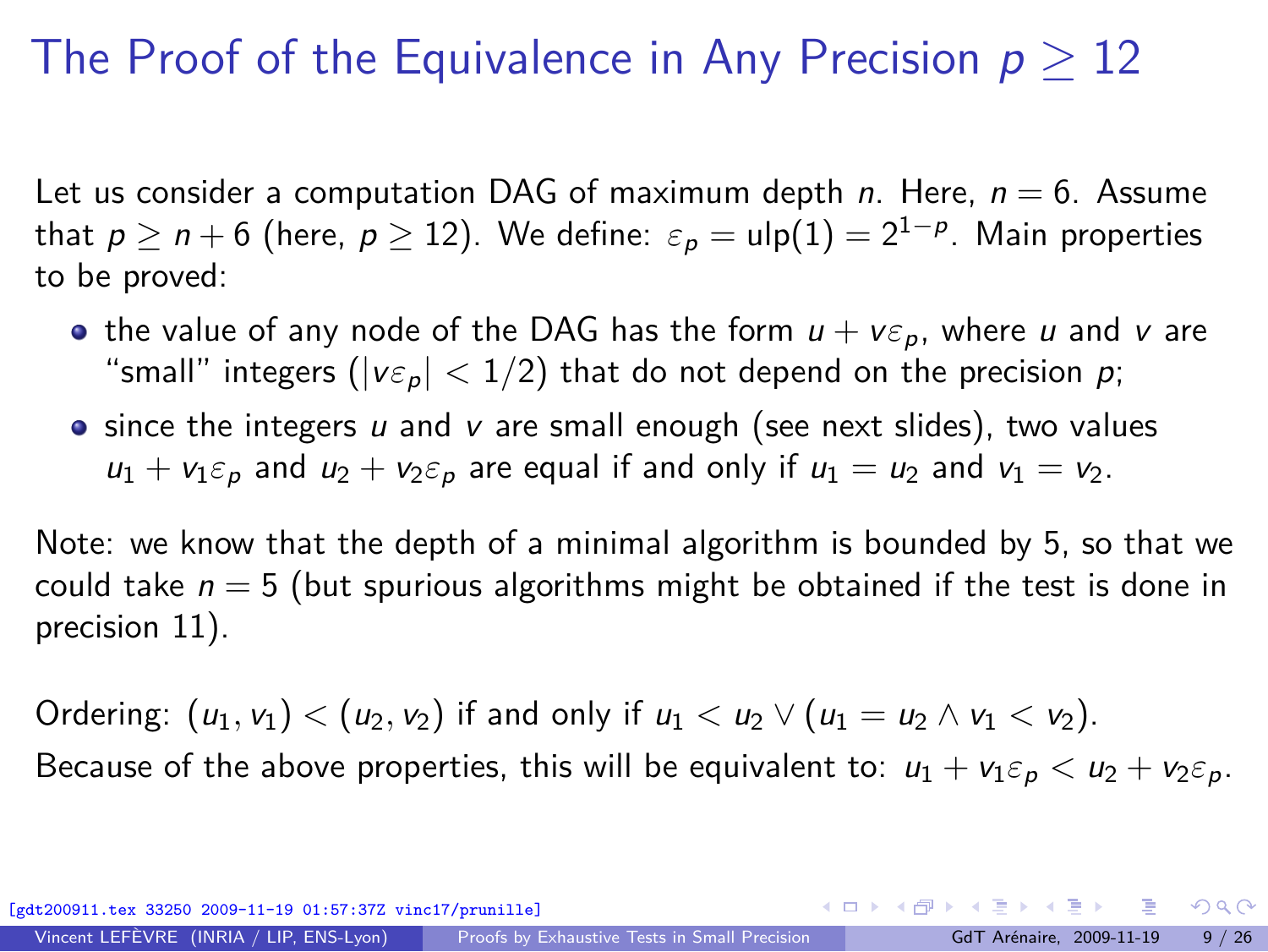# The Proof of the Equivalence in Any Precision $p \geq 12$

Let us consider a computation DAG of maximum depth $n$. Here, $n = 6$. Assume that $p \geq n + 6$ (here, $p \geq 12$). We define: $\varepsilon_p = \mathrm{ulp}(1) = 2^{1-p}$. Main properties to be proved:

- the value of any node of the DAG has the form $u + v\varepsilon_p$, where $u$ and $v$ are "small" integers ($|v\varepsilon_p| < 1/2$) that do not depend on the precision $p$;
- since the integers $u$ and $v$ are small enough (see next slides), two values $u_1 + v_1\varepsilon_p$ and $u_2 + v_2\varepsilon_p$ are equal if and only if $u_1 = u_2$ and $v_1 = v_2$.

Note: we know that the depth of a minimal algorithm is bounded by 5, so that we could take $n = 5$ (but spurious algorithms might be obtained if the test is done in precision 11).

Ordering: $(u_1, v_1) < (u_2, v_2)$ if and only if $u_1 < u_2 \vee (u_1 = u_2 \wedge v_1 < v_2)$.

Because of the above properties, this will be equivalent to: $u_1 + v_1\varepsilon_p < u_2 + v_2\varepsilon_p$.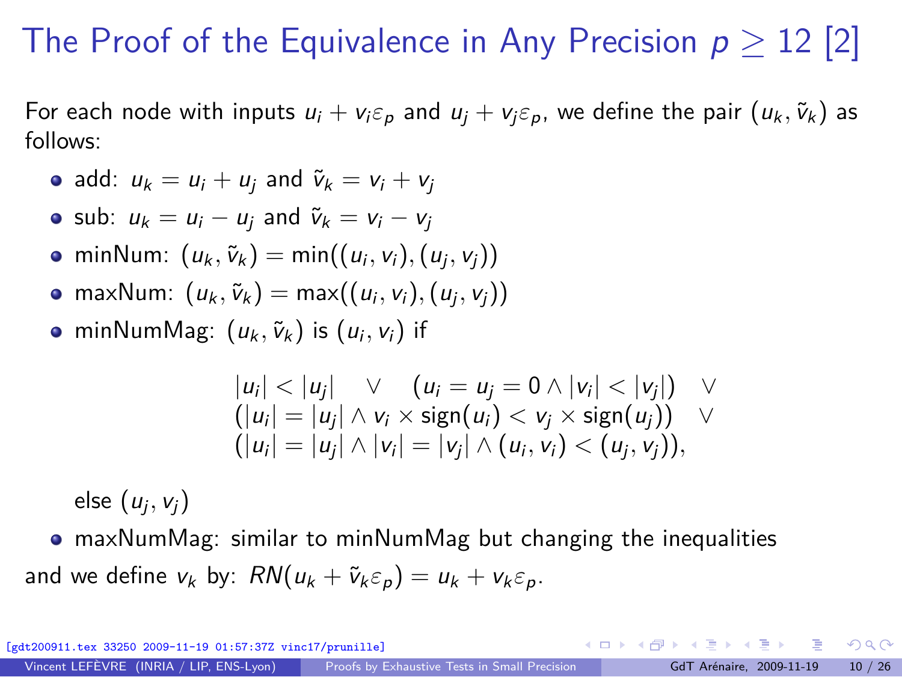# The Proof of the Equivalence in Any Precision $p \geq 12$ [2]

For each node with inputs $u_i + v_i \varepsilon_p$ and $u_j + v_j \varepsilon_p$, we define the pair $(u_k, \tilde{v}_k)$ as follows:

- add: $u_k = u_i + u_j$ and $\tilde{v}_k = v_i + v_j$
- sub: $u_k = u_i - u_j$ and $\tilde{v}_k = v_i - v_j$
- minNum: $(u_k, \tilde{v}_k) = \min((u_i, v_i), (u_j, v_j))$
- maxNum: $(u_k, \tilde{v}_k) = \max((u_i, v_i), (u_j, v_j))$
- minNumMag: $(u_k, \tilde{v}_k)$ is $(u_i, v_i)$ if

$$
\begin{array}{l}
|u_i| < |u_j| \quad \vee \quad (u_i = u_j = 0 \wedge |v_i| < |v_j|) \quad \vee \\
(|u_i| = |u_j| \wedge v_i \times \mathrm{sign}(u_i) < v_j \times \mathrm{sign}(u_j)) \quad \vee \\
(|u_i| = |u_j| \wedge |v_i| = |v_j| \wedge (u_i, v_i) < (u_j, v_j)),
\end{array}
$$

  else $(u_j, v_j)$

- maxNumMag: similar to minNumMag but changing the inequalities

and we define $v_k$ by: $RN(u_k + \tilde{v}_k \varepsilon_p) = u_k + v_k \varepsilon_p$.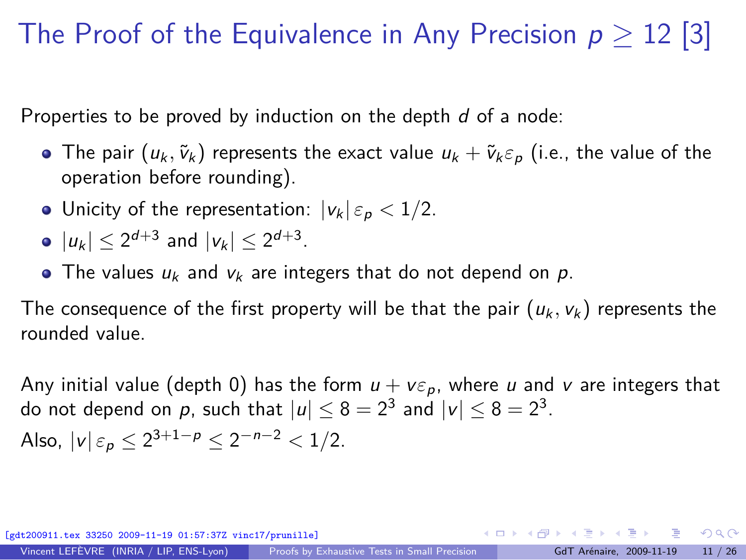# The Proof of the Equivalence in Any Precision $p \geq 12$ [3]

Properties to be proved by induction on the depth $d$ of a node:

- The pair $(u_k, \tilde{v}_k)$ represents the exact value $u_k + \tilde{v}_k \varepsilon_p$ (i.e., the value of the operation before rounding).
- Unicity of the representation: $|v_k| \, \varepsilon_p < 1/2$.
- $|u_k| \leq 2^{d+3}$ and $|v_k| \leq 2^{d+3}$.
- The values $u_k$ and $v_k$ are integers that do not depend on $p$.

The consequence of the first property will be that the pair $(u_k, v_k)$ represents the rounded value.

Any initial value (depth 0) has the form $u + v\varepsilon_p$, where $u$ and $v$ are integers that do not depend on $p$, such that $|u| \leq 8 = 2^3$ and $|v| \leq 8 = 2^3$.
Also, $|v| \, \varepsilon_p \leq 2^{3+1-p} \leq 2^{-n-2} < 1/2$.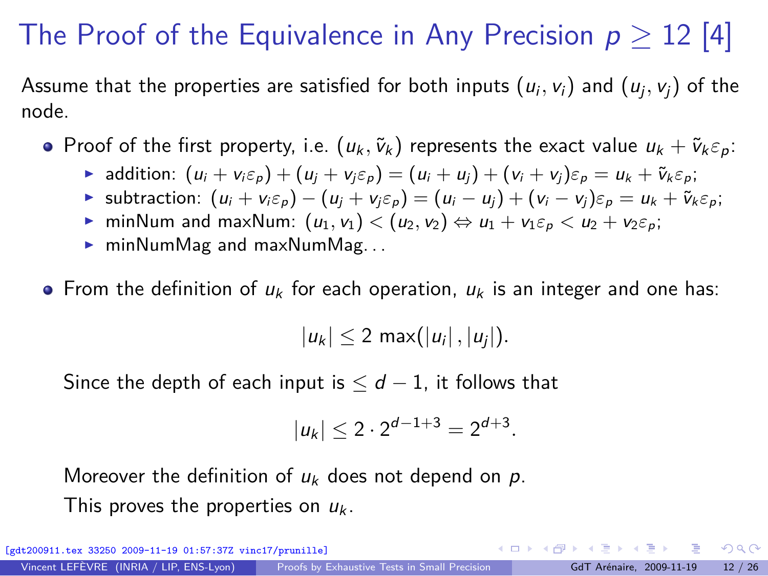# The Proof of the Equivalence in Any Precision $p \geq 12$ [4]

Assume that the properties are satisfied for both inputs $(u_i, v_i)$ and $(u_j, v_j)$ of the node.

- Proof of the first property, i.e. $(u_k, \tilde{v}_k)$ represents the exact value $u_k + \tilde{v}_k \varepsilon_p$:
  - addition: $(u_i + v_i \varepsilon_p) + (u_j + v_j \varepsilon_p) = (u_i + u_j) + (v_i + v_j)\varepsilon_p = u_k + \tilde{v}_k \varepsilon_p$;
  - subtraction: $(u_i + v_i \varepsilon_p) - (u_j + v_j \varepsilon_p) = (u_i - u_j) + (v_i - v_j)\varepsilon_p = u_k + \tilde{v}_k \varepsilon_p$;
  - minNum and maxNum: $(u_1, v_1) < (u_2, v_2) \Leftrightarrow u_1 + v_1 \varepsilon_p < u_2 + v_2 \varepsilon_p$;
  - minNumMag and maxNumMag...

- From the definition of $u_k$ for each operation, $u_k$ is an integer and one has:

  $$|u_k| \leq 2 \max(|u_i|, |u_j|).$$

  Since the depth of each input is $\leq d - 1$, it follows that

  $$|u_k| \leq 2 \cdot 2^{d-1+3} = 2^{d+3}.$$

  Moreover the definition of $u_k$ does not depend on $p$.

  This proves the properties on $u_k$.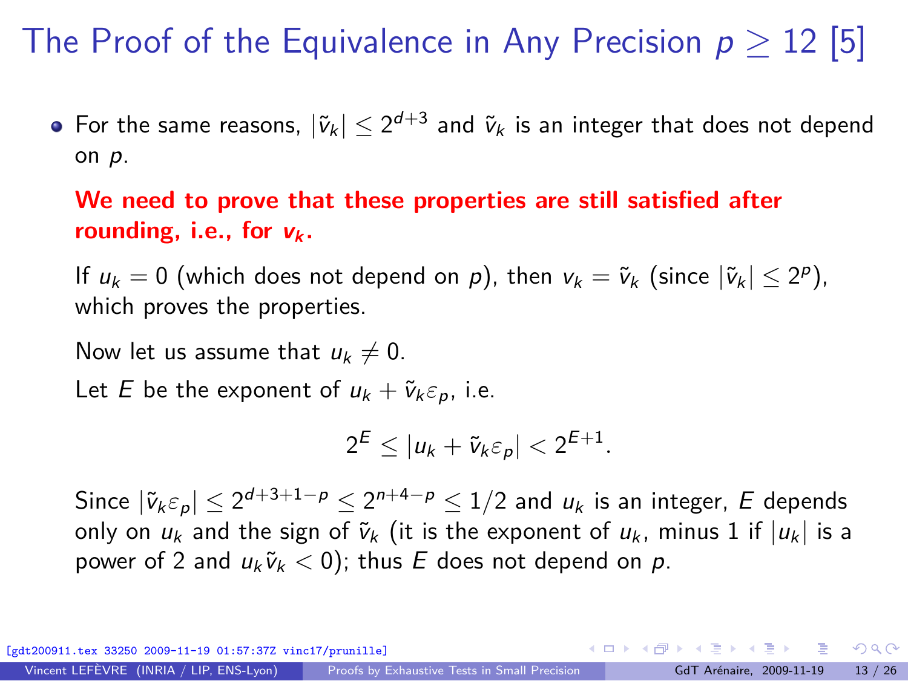# The Proof of the Equivalence in Any Precision $p \geq 12$ [5]

- For the same reasons, $|\tilde{v}_k| \leq 2^{d+3}$ and $\tilde{v}_k$ is an integer that does not depend on $p$.

  **We need to prove that these properties are still satisfied after rounding, i.e., for $v_k$.**

  If $u_k = 0$ (which does not depend on $p$), then $v_k = \tilde{v}_k$ (since $|\tilde{v}_k| \leq 2^p$), which proves the properties.

  Now let us assume that $u_k \neq 0$.

  Let $E$ be the exponent of $u_k + \tilde{v}_k \varepsilon_p$, i.e.

  $$2^E \leq |u_k + \tilde{v}_k \varepsilon_p| < 2^{E+1}.$$

  Since $|\tilde{v}_k \varepsilon_p| \leq 2^{d+3+1-p} \leq 2^{n+4-p} \leq 1/2$ and $u_k$ is an integer, $E$ depends only on $u_k$ and the sign of $\tilde{v}_k$ (it is the exponent of $u_k$, minus 1 if $|u_k|$ is a power of 2 and $u_k \tilde{v}_k < 0$); thus $E$ does not depend on $p$.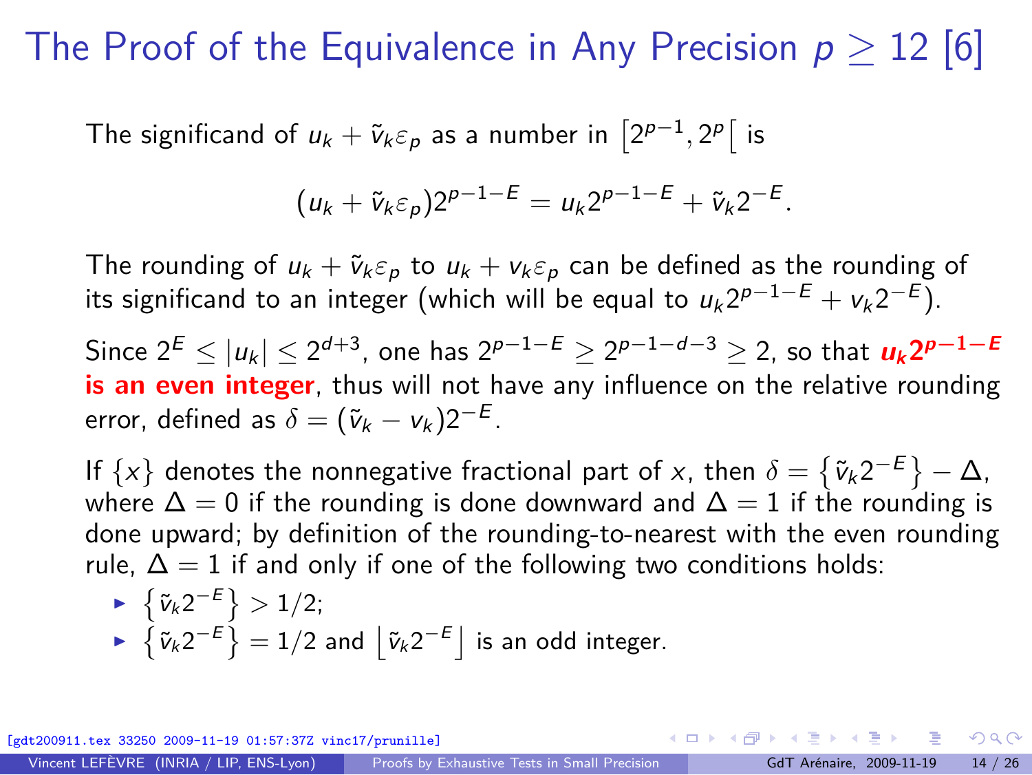# The Proof of the Equivalence in Any Precision $p \geq 12$ [6]

The significand of $u_k + \tilde{v}_k \varepsilon_p$ as a number in $\left[2^{p-1}, 2^p\right[$ is

$$(u_k + \tilde{v}_k \varepsilon_p) 2^{p-1-E} = u_k 2^{p-1-E} + \tilde{v}_k 2^{-E}.$$

The rounding of $u_k + \tilde{v}_k \varepsilon_p$ to $u_k + v_k \varepsilon_p$ can be defined as the rounding of its significand to an integer (which will be equal to $u_k 2^{p-1-E} + v_k 2^{-E}$).

Since $2^E \leq |u_k| \leq 2^{d+3}$, one has $2^{p-1-E} \geq 2^{p-1-d-3} \geq 2$, so that $\boldsymbol{u_k 2^{p-1-E}}$ **is an even integer**, thus will not have any influence on the relative rounding error, defined as $\delta = (\tilde{v}_k - v_k) 2^{-E}$.

If $\{x\}$ denotes the nonnegative fractional part of $x$, then $\delta = \left\{\tilde{v}_k 2^{-E}\right\} - \Delta$, where $\Delta = 0$ if the rounding is done downward and $\Delta = 1$ if the rounding is done upward; by definition of the rounding-to-nearest with the even rounding rule, $\Delta = 1$ if and only if one of the following two conditions holds:

- $\left\{\tilde{v}_k 2^{-E}\right\} > 1/2$;
- $\left\{\tilde{v}_k 2^{-E}\right\} = 1/2$ and $\left\lfloor \tilde{v}_k 2^{-E} \right\rfloor$ is an odd integer.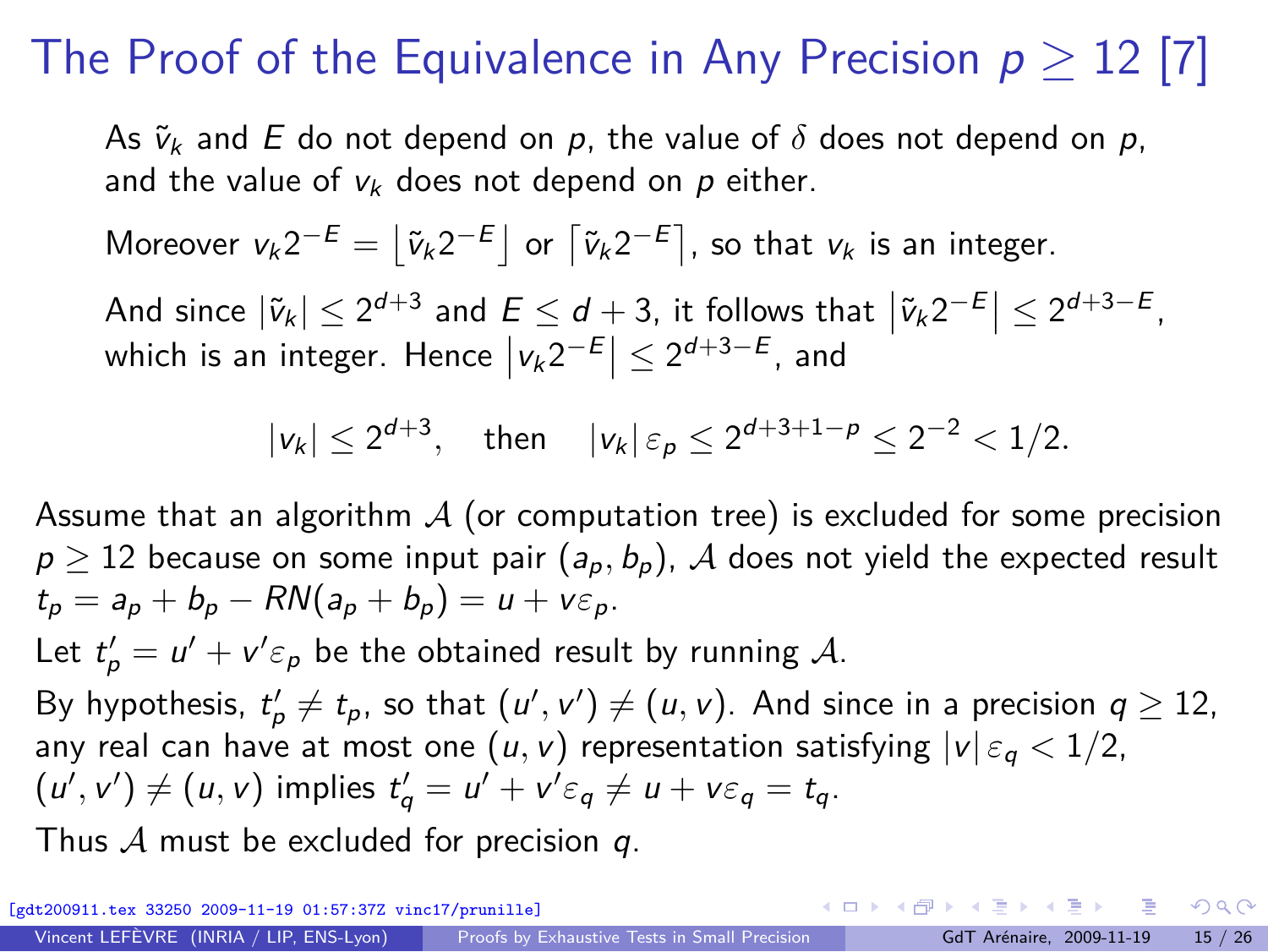# The Proof of the Equivalence in Any Precision $p \geq 12$ [7]

As $\tilde{v}_k$ and $E$ do not depend on $p$, the value of $\delta$ does not depend on $p$, and the value of $v_k$ does not depend on $p$ either.

Moreover $v_k 2^{-E} = \lfloor \tilde{v}_k 2^{-E} \rfloor$ or $\lceil \tilde{v}_k 2^{-E} \rceil$, so that $v_k$ is an integer.

And since $|\tilde{v}_k| \leq 2^{d+3}$ and $E \leq d+3$, it follows that $\left|\tilde{v}_k 2^{-E}\right| \leq 2^{d+3-E}$, which is an integer. Hence $\left|v_k 2^{-E}\right| \leq 2^{d+3-E}$, and

$$|v_k| \leq 2^{d+3}, \quad \text{then} \quad |v_k|\, \varepsilon_p \leq 2^{d+3+1-p} \leq 2^{-2} < 1/2.$$

Assume that an algorithm $\mathcal{A}$ (or computation tree) is excluded for some precision $p \geq 12$ because on some input pair $(a_p, b_p)$, $\mathcal{A}$ does not yield the expected result $t_p = a_p + b_p - RN(a_p + b_p) = u + v\varepsilon_p$.

Let $t'_p = u' + v'\varepsilon_p$ be the obtained result by running $\mathcal{A}$.

By hypothesis, $t'_p \neq t_p$, so that $(u', v') \neq (u, v)$. And since in a precision $q \geq 12$, any real can have at most one $(u, v)$ representation satisfying $|v|\, \varepsilon_q < 1/2$, $(u', v') \neq (u, v)$ implies $t'_q = u' + v'\varepsilon_q \neq u + v\varepsilon_q = t_q$.

Thus $\mathcal{A}$ must be excluded for precision $q$.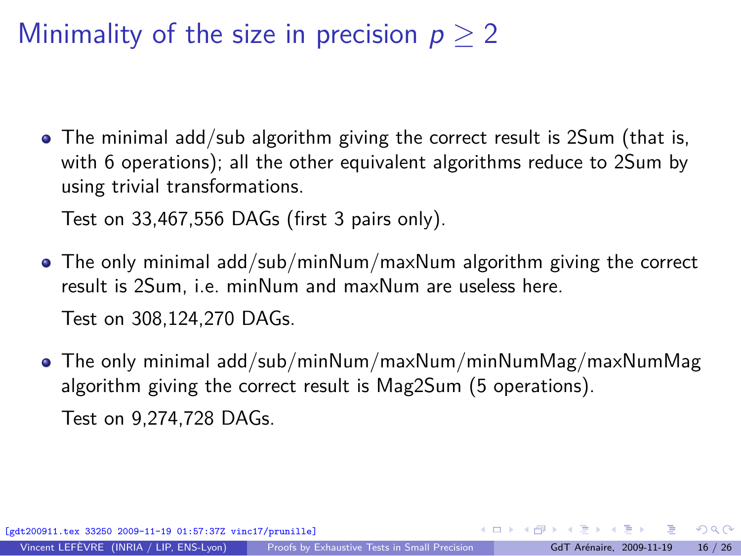# Minimality of the size in precision $p \geq 2$

- The minimal add/sub algorithm giving the correct result is 2Sum (that is, with 6 operations); all the other equivalent algorithms reduce to 2Sum by using trivial transformations.

  Test on 33,467,556 DAGs (first 3 pairs only).

- The only minimal add/sub/minNum/maxNum algorithm giving the correct result is 2Sum, i.e. minNum and maxNum are useless here.

  Test on 308,124,270 DAGs.

- The only minimal add/sub/minNum/maxNum/minNumMag/maxNumMag algorithm giving the correct result is Mag2Sum (5 operations).

  Test on 9,274,728 DAGs.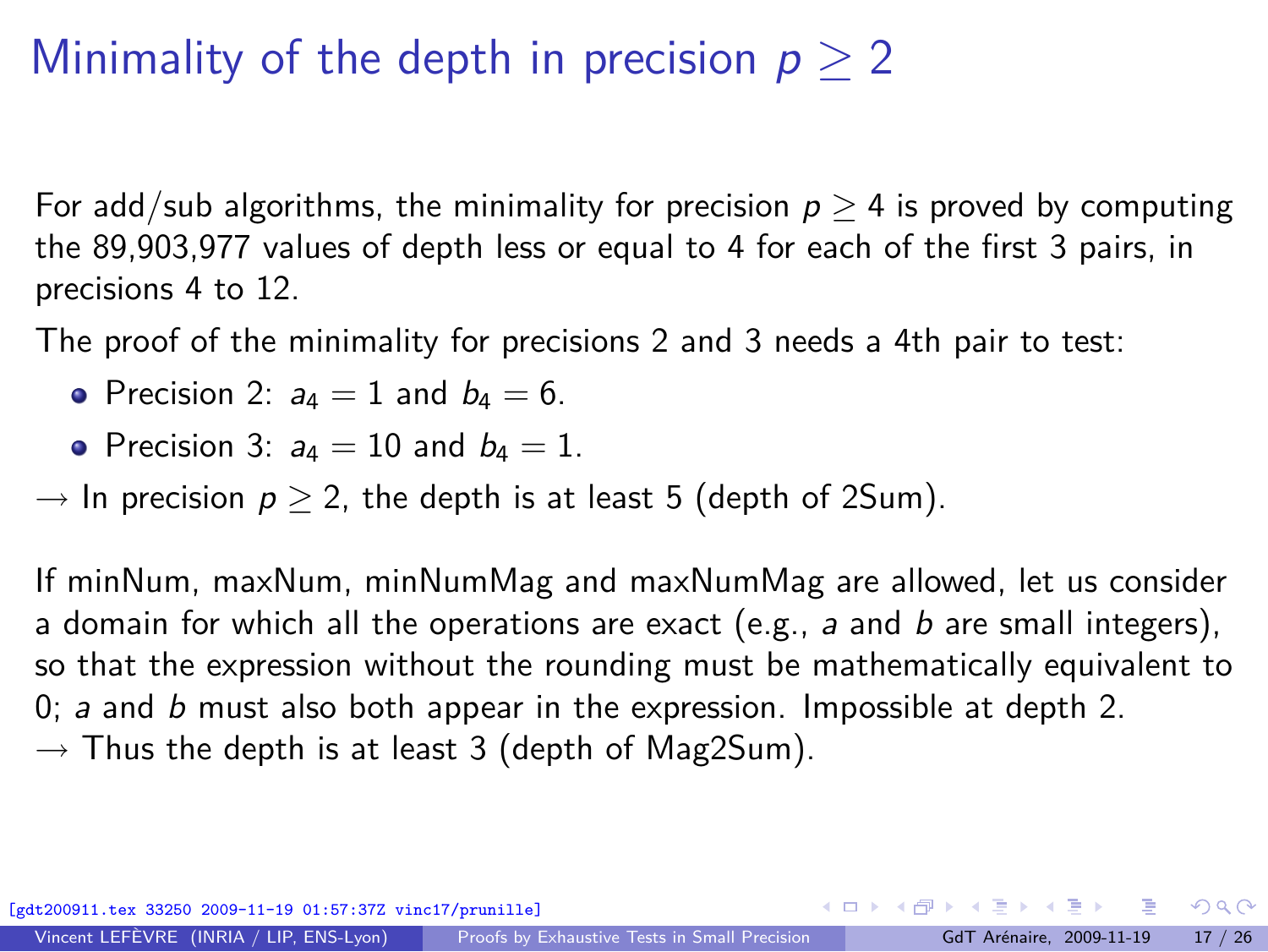# Minimality of the depth in precision $p \geq 2$

For add/sub algorithms, the minimality for precision $p \geq 4$ is proved by computing the 89,903,977 values of depth less or equal to 4 for each of the first 3 pairs, in precisions 4 to 12.

The proof of the minimality for precisions 2 and 3 needs a 4th pair to test:

- Precision 2: $a_4 = 1$ and $b_4 = 6$.
- Precision 3: $a_4 = 10$ and $b_4 = 1$.

$\rightarrow$ In precision $p \geq 2$, the depth is at least 5 (depth of 2Sum).

If minNum, maxNum, minNumMag and maxNumMag are allowed, let us consider a domain for which all the operations are exact (e.g., $a$ and $b$ are small integers), so that the expression without the rounding must be mathematically equivalent to 0; $a$ and $b$ must also both appear in the expression. Impossible at depth 2.
$\rightarrow$ Thus the depth is at least 3 (depth of Mag2Sum).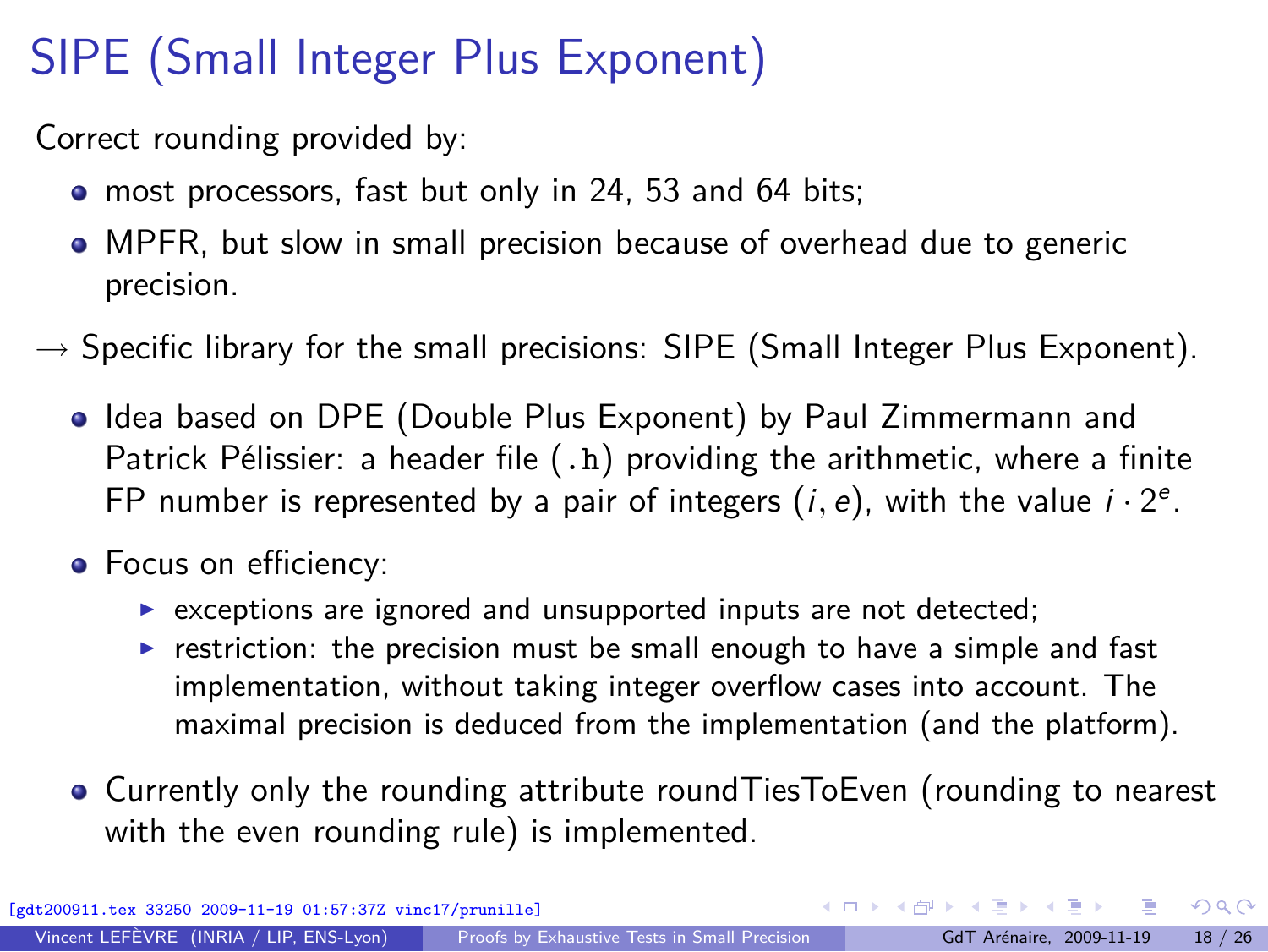# SIPE (Small Integer Plus Exponent)

Correct rounding provided by:

- most processors, fast but only in 24, 53 and 64 bits;
- MPFR, but slow in small precision because of overhead due to generic precision.

→ Specific library for the small precisions: SIPE (Small Integer Plus Exponent).

- Idea based on DPE (Double Plus Exponent) by Paul Zimmermann and Patrick Pélissier: a header file (`.h`) providing the arithmetic, where a finite FP number is represented by a pair of integers $(i, e)$, with the value $i \cdot 2^e$.
- Focus on efficiency:
  - exceptions are ignored and unsupported inputs are not detected;
  - restriction: the precision must be small enough to have a simple and fast implementation, without taking integer overflow cases into account. The maximal precision is deduced from the implementation (and the platform).
- Currently only the rounding attribute roundTiesToEven (rounding to nearest with the even rounding rule) is implemented.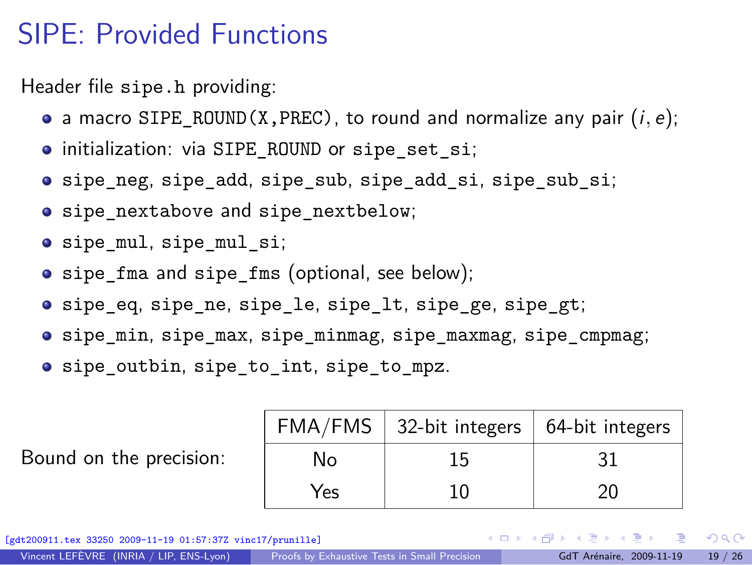# SIPE: Provided Functions

Header file `sipe.h` providing:

- a macro `SIPE_ROUND(X,PREC)`, to round and normalize any pair $(i, e)$;
- initialization: via `SIPE_ROUND` or `sipe_set_si`;
- `sipe_neg`, `sipe_add`, `sipe_sub`, `sipe_add_si`, `sipe_sub_si`;
- `sipe_nextabove` and `sipe_nextbelow`;
- `sipe_mul`, `sipe_mul_si`;
- `sipe_fma` and `sipe_fms` (optional, see below);
- `sipe_eq`, `sipe_ne`, `sipe_le`, `sipe_lt`, `sipe_ge`, `sipe_gt`;
- `sipe_min`, `sipe_max`, `sipe_minmag`, `sipe_maxmag`, `sipe_cmpmag`;
- `sipe_outbin`, `sipe_to_int`, `sipe_to_mpz`.

Bound on the precision:

| FMA/FMS | 32-bit integers | 64-bit integers |
|---|---|---|
| No | 15 | 31 |
| Yes | 10 | 20 |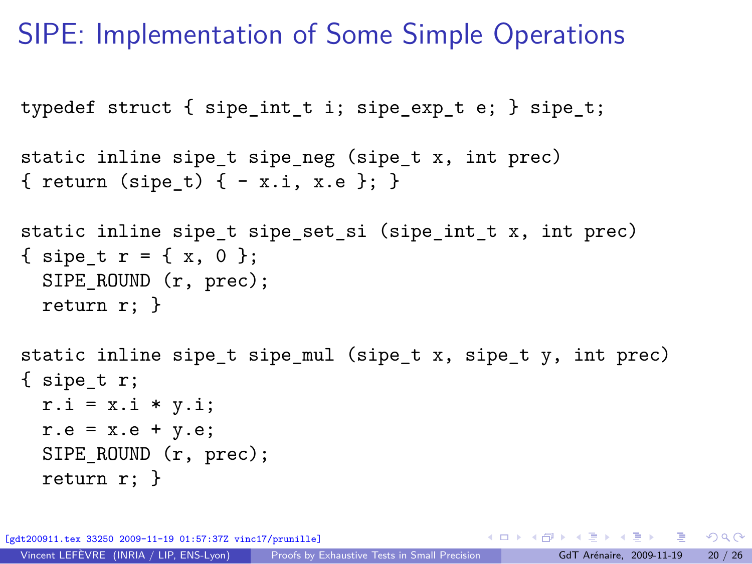# SIPE: Implementation of Some Simple Operations

```
typedef struct { sipe_int_t i; sipe_exp_t e; } sipe_t;

static inline sipe_t sipe_neg (sipe_t x, int prec)
{ return (sipe_t) { - x.i, x.e }; }

static inline sipe_t sipe_set_si (sipe_int_t x, int prec)
{ sipe_t r = { x, 0 };
  SIPE_ROUND (r, prec);
  return r; }

static inline sipe_t sipe_mul (sipe_t x, sipe_t y, int prec)
{ sipe_t r;
  r.i = x.i * y.i;
  r.e = x.e + y.e;
  SIPE_ROUND (r, prec);
  return r; }
```

[gdt200911.tex 33250 2009-11-19 01:57:37Z vinc17/prunille]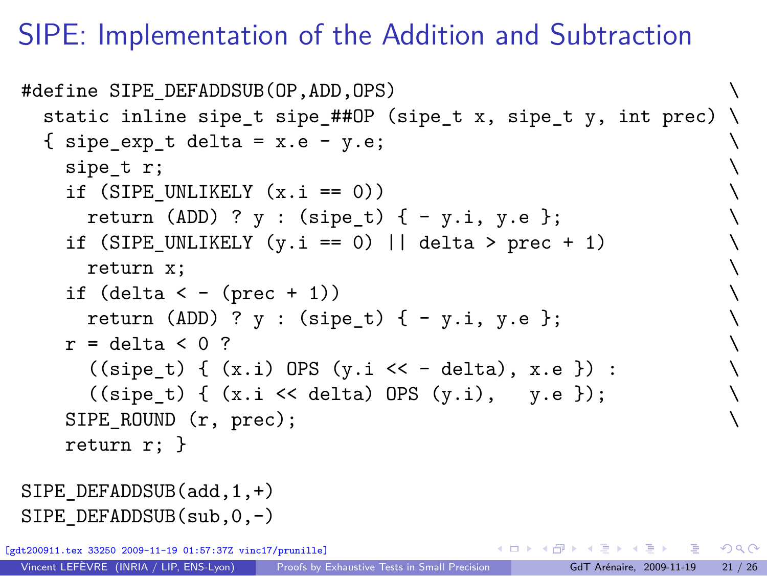# SIPE: Implementation of the Addition and Subtraction

```
#define SIPE_DEFADDSUB(OP,ADD,OPS)                                        \
  static inline sipe_t sipe_##OP (sipe_t x, sipe_t y, int prec) \
  { sipe_exp_t delta = x.e - y.e;                                         \
    sipe_t r;                                                             \
    if (SIPE_UNLIKELY (x.i == 0))                                         \
      return (ADD) ? y : (sipe_t) { - y.i, y.e };                         \
    if (SIPE_UNLIKELY (y.i == 0) || delta > prec + 1)                     \
      return x;                                                           \
    if (delta < - (prec + 1))                                             \
      return (ADD) ? y : (sipe_t) { - y.i, y.e };                         \
    r = delta < 0 ?                                                       \
      ((sipe_t) { (x.i) OPS (y.i << - delta), x.e }) :                    \
      ((sipe_t) { (x.i << delta) OPS (y.i),   y.e });                     \
    SIPE_ROUND (r, prec);                                                 \
    return r; }

SIPE_DEFADDSUB(add,1,+)
SIPE_DEFADDSUB(sub,0,-)
```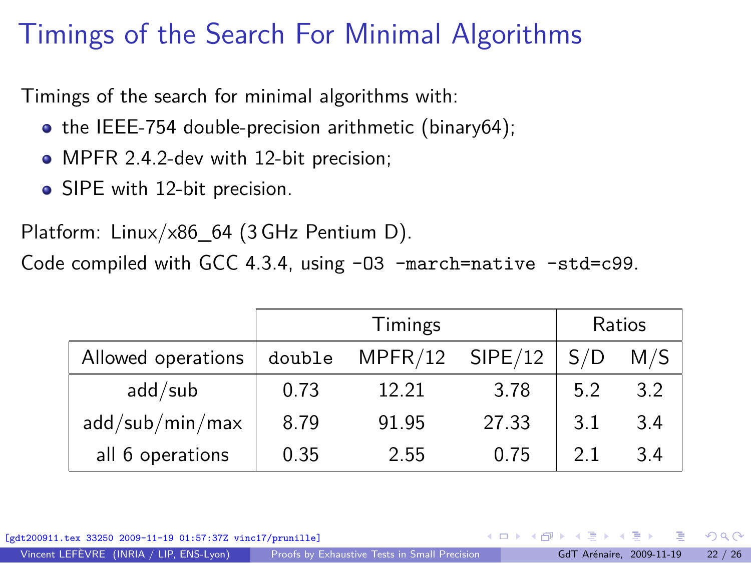# Timings of the Search For Minimal Algorithms

Timings of the search for minimal algorithms with:

- the IEEE-754 double-precision arithmetic (binary64);
- MPFR 2.4.2-dev with 12-bit precision;
- SIPE with 12-bit precision.

Platform: Linux/x86_64 (3 GHz Pentium D).

Code compiled with GCC 4.3.4, using `-O3 -march=native -std=c99`.

| | Timings | | | Ratios | |
|---|---|---|---|---|---|
| Allowed operations | `double` | MPFR/12 | SIPE/12 | S/D | M/S |
| add/sub | 0.73 | 12.21 | 3.78 | 5.2 | 3.2 |
| add/sub/min/max | 8.79 | 91.95 | 27.33 | 3.1 | 3.4 |
| all 6 operations | 0.35 | 2.55 | 0.75 | 2.1 | 3.4 |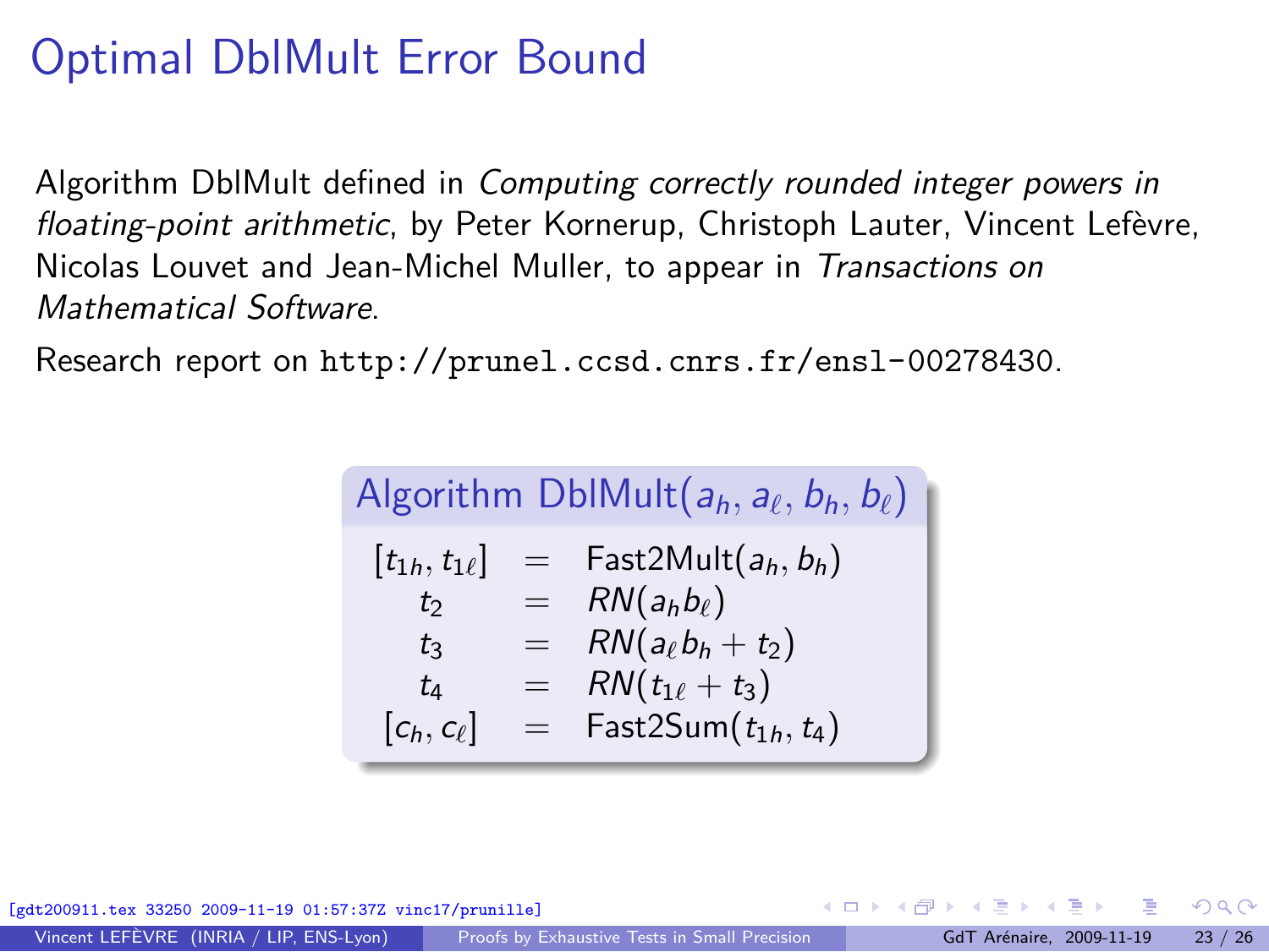# Optimal DblMult Error Bound

Algorithm DblMult defined in *Computing correctly rounded integer powers in floating-point arithmetic*, by Peter Kornerup, Christoph Lauter, Vincent Lefèvre, Nicolas Louvet and Jean-Michel Muller, to appear in *Transactions on Mathematical Software*.

Research report on `http://prunel.ccsd.cnrs.fr/ensl-00278430`.

**Algorithm DblMult($a_h, a_\ell, b_h, b_\ell$)**

$$
\begin{array}{rcl}
[t_{1h}, t_{1\ell}] & = & \text{Fast2Mult}(a_h, b_h) \\
t_2 & = & RN(a_h b_\ell) \\
t_3 & = & RN(a_\ell b_h + t_2) \\
t_4 & = & RN(t_{1\ell} + t_3) \\
[c_h, c_\ell] & = & \text{Fast2Sum}(t_{1h}, t_4)
\end{array}
$$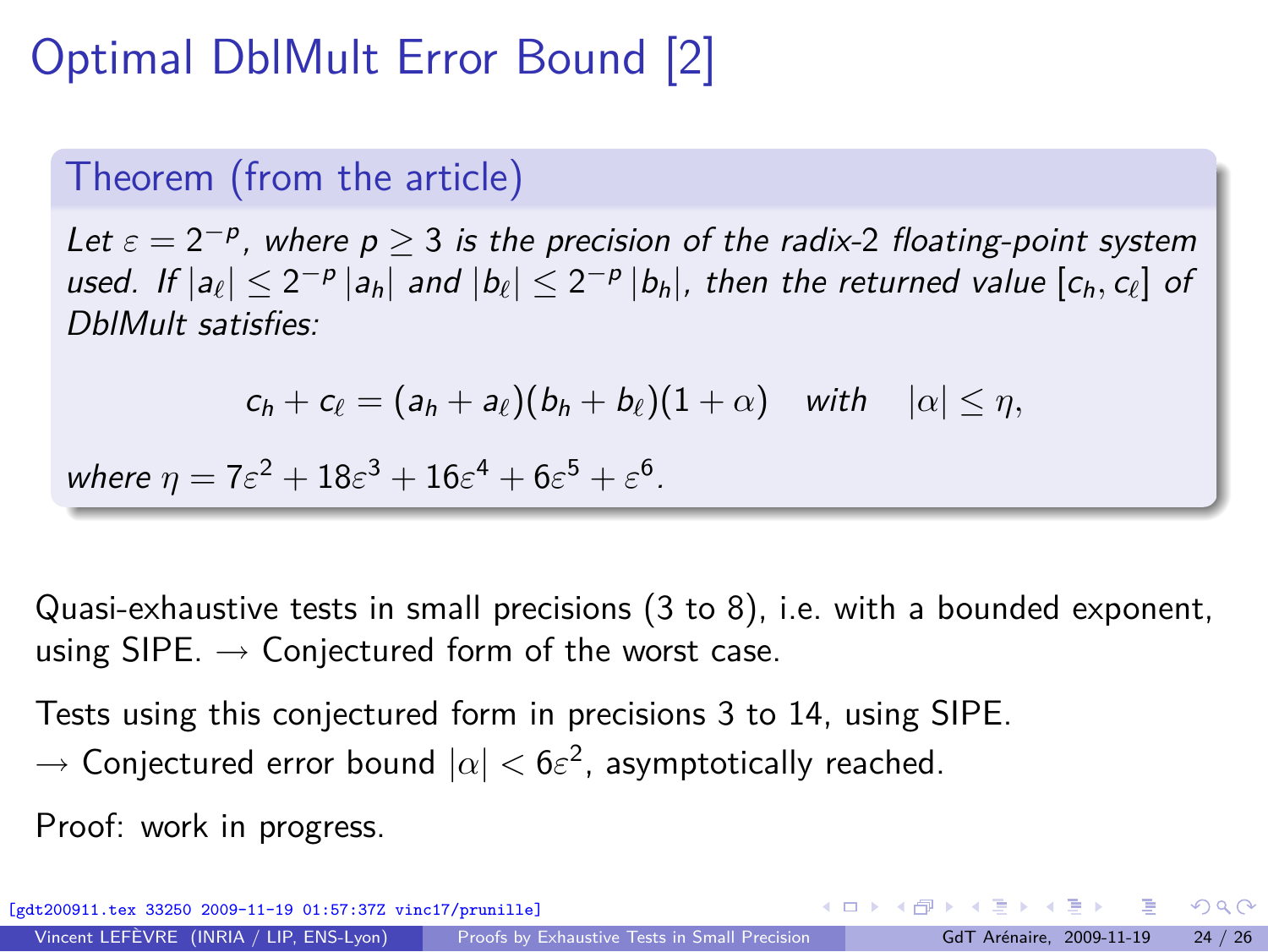# Optimal DblMult Error Bound [2]

**Theorem (from the article)**

*Let $\varepsilon = 2^{-p}$, where $p \geq 3$ is the precision of the radix-2 floating-point system used. If $|a_\ell| \leq 2^{-p}|a_h|$ and $|b_\ell| \leq 2^{-p}|b_h|$, then the returned value $[c_h, c_\ell]$ of DblMult satisfies:*

$$c_h + c_\ell = (a_h + a_\ell)(b_h + b_\ell)(1 + \alpha) \quad \text{with} \quad |\alpha| \leq \eta,$$

*where $\eta = 7\varepsilon^2 + 18\varepsilon^3 + 16\varepsilon^4 + 6\varepsilon^5 + \varepsilon^6$.*

Quasi-exhaustive tests in small precisions (3 to 8), i.e. with a bounded exponent, using SIPE. $\rightarrow$ Conjectured form of the worst case.

Tests using this conjectured form in precisions 3 to 14, using SIPE.
$\rightarrow$ Conjectured error bound $|\alpha| < 6\varepsilon^2$, asymptotically reached.

Proof: work in progress.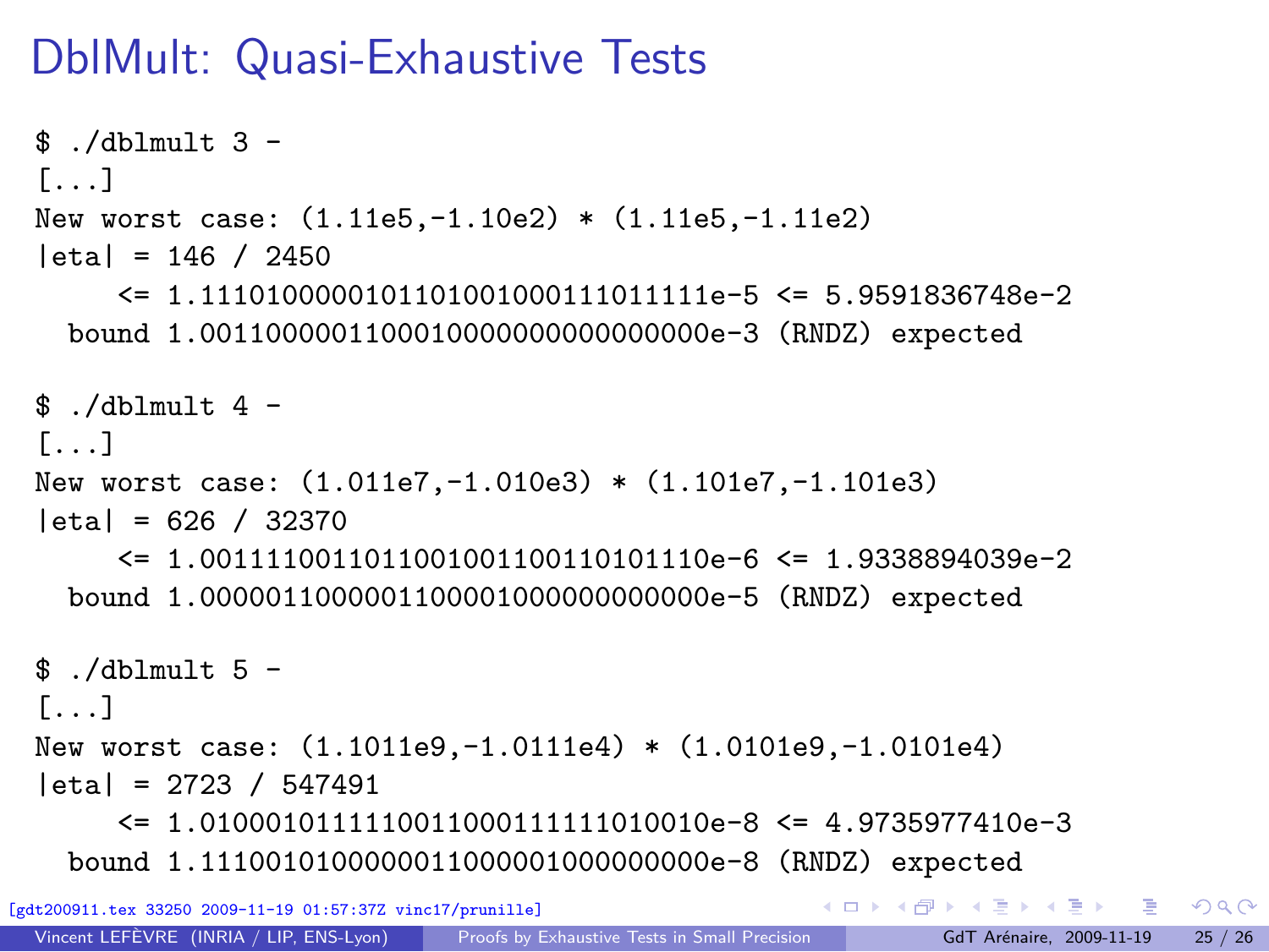# DblMult: Quasi-Exhaustive Tests

```
$ ./dblmult 3 -
[...]
New worst case: (1.11e5,-1.10e2) * (1.11e5,-1.11e2)
|eta| = 146 / 2450
     <= 1.11101000001011010010001110111111e-5 <= 5.9591836748e-2
  bound 1.00110000011000100000000000000000e-3 (RNDZ) expected

$ ./dblmult 4 -
[...]
New worst case: (1.011e7,-1.010e3) * (1.101e7,-1.101e3)
|eta| = 626 / 32370
     <= 1.00111100110110010011001101011110e-6 <= 1.9338894039e-2
  bound 1.00000110000001100001000000000000e-5 (RNDZ) expected

$ ./dblmult 5 -
[...]
New worst case: (1.1011e9,-1.0111e4) * (1.0101e9,-1.0101e4)
|eta| = 2723 / 547491
     <= 1.01000101111100110001111110100100e-8 <= 4.9735977410e-3
  bound 1.11100101000000110000010000000000e-8 (RNDZ) expected
```

[gdt200911.tex 33250 2009-11-19 01:57:37Z vinc17/prunille]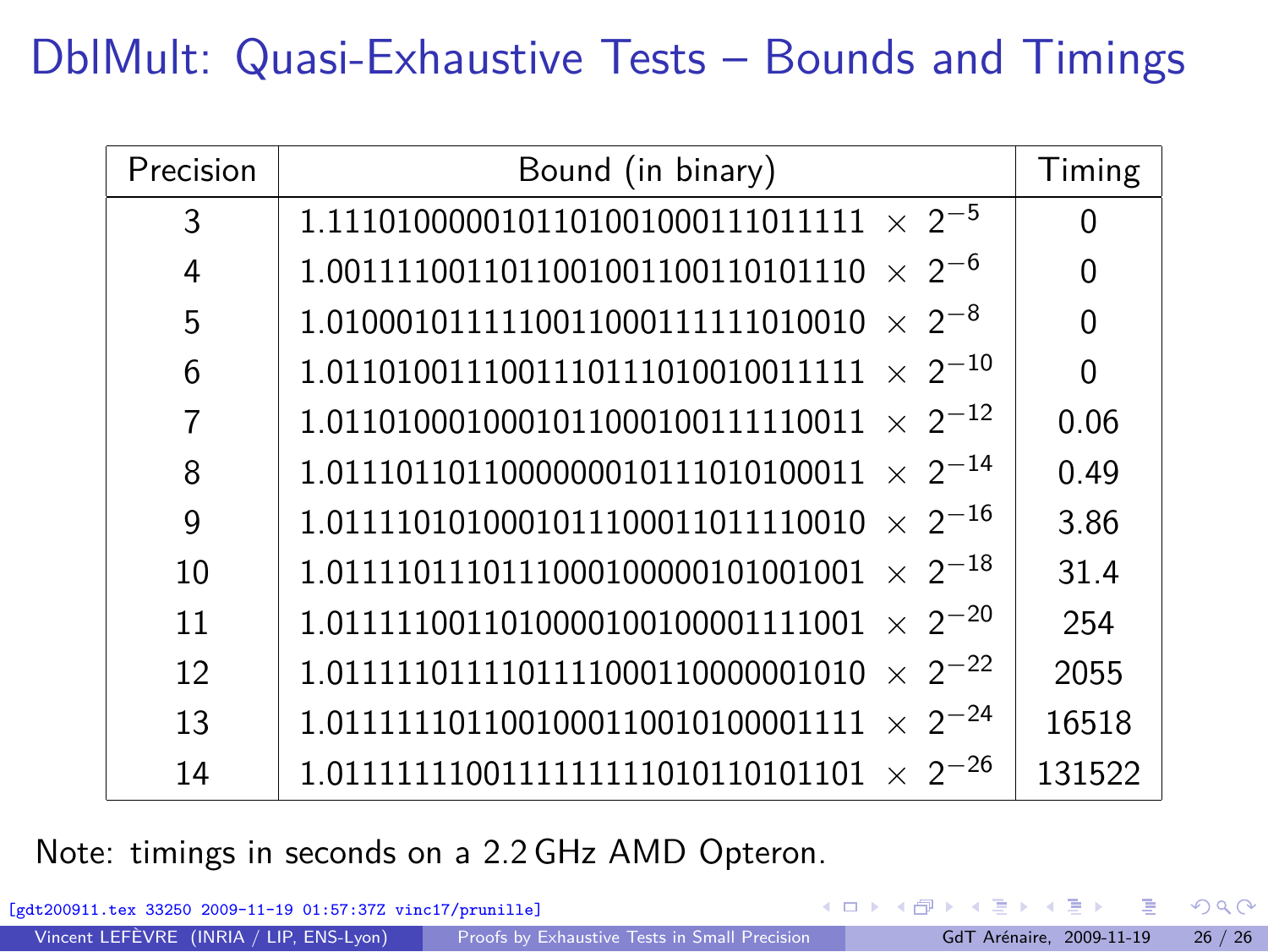# DblMult: Quasi-Exhaustive Tests – Bounds and Timings

| Precision | Bound (in binary) | Timing |
|---|---|---|
| 3 | $1.11101000001011010010001110111111 \times 2^{-5}$ | 0 |
| 4 | $1.00111100110110010011001101011110 \times 2^{-6}$ | 0 |
| 5 | $1.01000101111100110001111111010010 \times 2^{-8}$ | 0 |
| 6 | $1.01101001110011101110100100111111 \times 2^{-10}$ | 0 |
| 7 | $1.01101000100010110001001111110011 \times 2^{-12}$ | 0.06 |
| 8 | $1.01110110110000000101110101000011 \times 2^{-14}$ | 0.49 |
| 9 | $1.01111010100010111000110111110010 \times 2^{-16}$ | 3.86 |
| 10 | $1.01111011101110001000000101001001 \times 2^{-18}$ | 31.4 |
| 11 | $1.01111100110100001001000001111001 \times 2^{-20}$ | 254 |
| 12 | $1.01111101111011110001100000001010 \times 2^{-22}$ | 2055 |
| 13 | $1.01111110110010001100101000001111 \times 2^{-24}$ | 16518 |
| 14 | $1.01111111001111111110101101011101 \times 2^{-26}$ | 131522 |

Note: timings in seconds on a 2.2 GHz AMD Opteron.